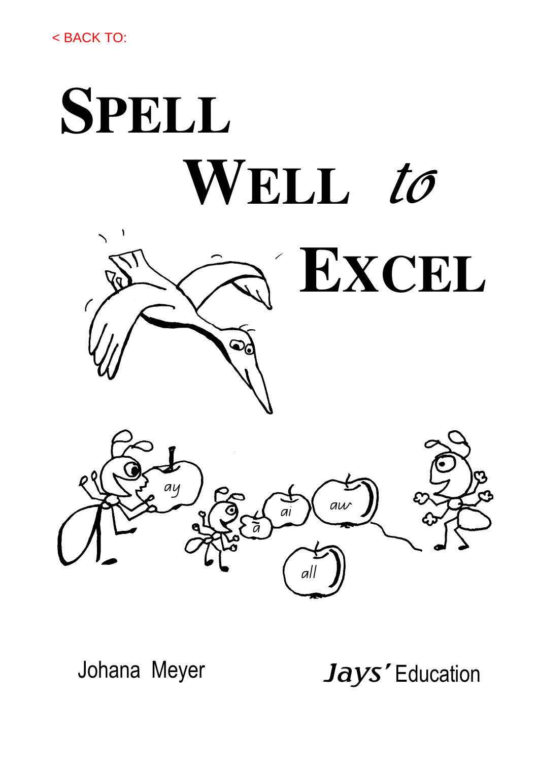< BACK TO:

# SPELL WELL *to* EXCEL

Johana Meyer

*Jays'* Education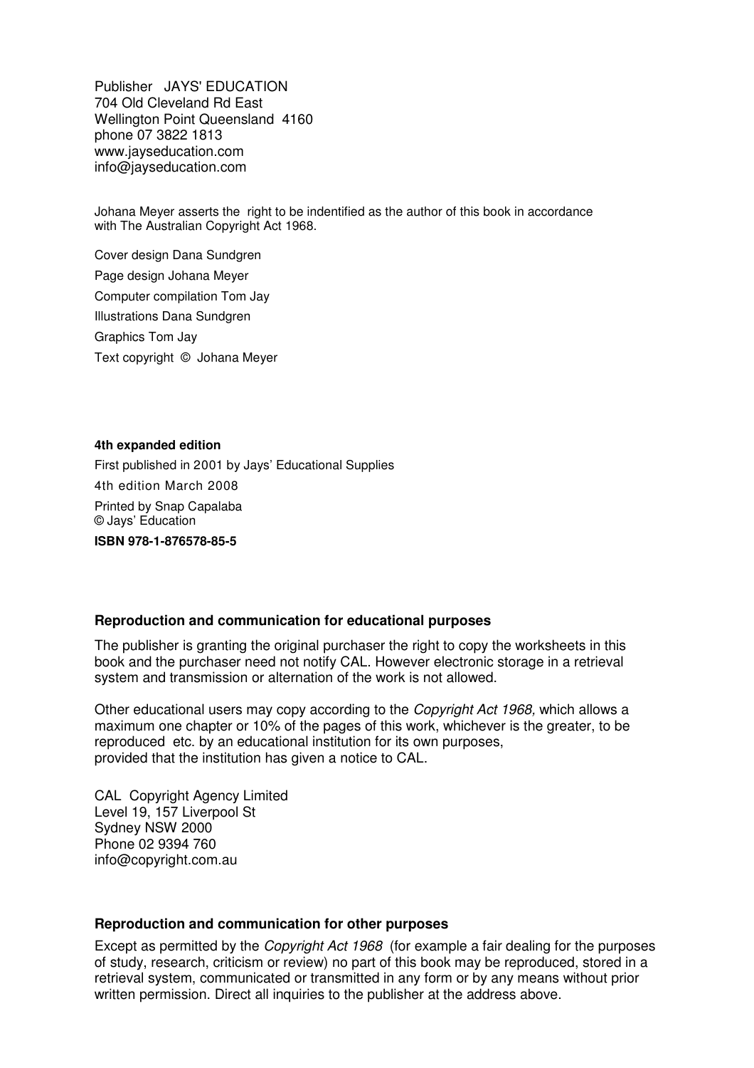Publisher JAYS' EDUCATION
704 Old Cleveland Rd East
Wellington Point Queensland 4160
phone 07 3822 1813
www.jayseducation.com
info@jayseducation.com

Johana Meyer asserts the right to be indentified as the author of this book in accordance with The Australian Copyright Act 1968.

Cover design Dana Sundgren

Page design Johana Meyer

Computer compilation Tom Jay

Illustrations Dana Sundgren

Graphics Tom Jay

Text copyright © Johana Meyer

**4th expanded edition**

First published in 2001 by Jays' Educational Supplies

4th edition March 2008

Printed by Snap Capalaba
© Jays' Education

**ISBN 978-1-876578-85-5**

**Reproduction and communication for educational purposes**

The publisher is granting the original purchaser the right to copy the worksheets in this book and the purchaser need not notify CAL. However electronic storage in a retrieval system and transmission or alternation of the work is not allowed.

Other educational users may copy according to the *Copyright Act 1968,* which allows a maximum one chapter or 10% of the pages of this work, whichever is the greater, to be reproduced etc. by an educational institution for its own purposes, provided that the institution has given a notice to CAL.

CAL Copyright Agency Limited
Level 19, 157 Liverpool St
Sydney NSW 2000
Phone 02 9394 760
info@copyright.com.au

**Reproduction and communication for other purposes**

Except as permitted by the *Copyright Act 1968* (for example a fair dealing for the purposes of study, research, criticism or review) no part of this book may be reproduced, stored in a retrieval system, communicated or transmitted in any form or by any means without prior written permission. Direct all inquiries to the publisher at the address above.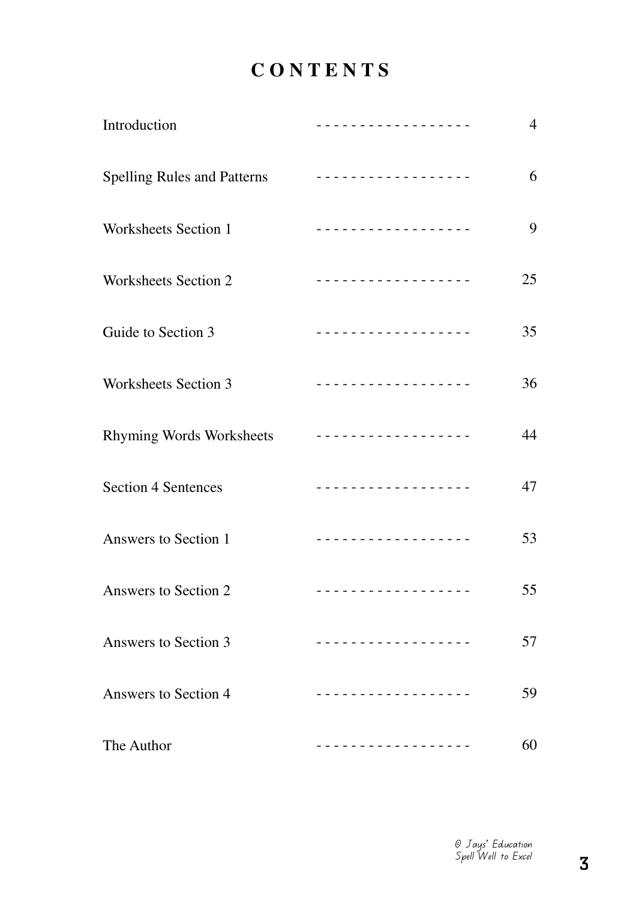# CONTENTS

| | |
|---|---|
| Introduction | 4 |
| Spelling Rules and Patterns | 6 |
| Worksheets Section 1 | 9 |
| Worksheets Section 2 | 25 |
| Guide to Section 3 | 35 |
| Worksheets Section 3 | 36 |
| Rhyming Words Worksheets | 44 |
| Section 4 Sentences | 47 |
| Answers to Section 1 | 53 |
| Answers to Section 2 | 55 |
| Answers to Section 3 | 57 |
| Answers to Section 4 | 59 |
| The Author | 60 |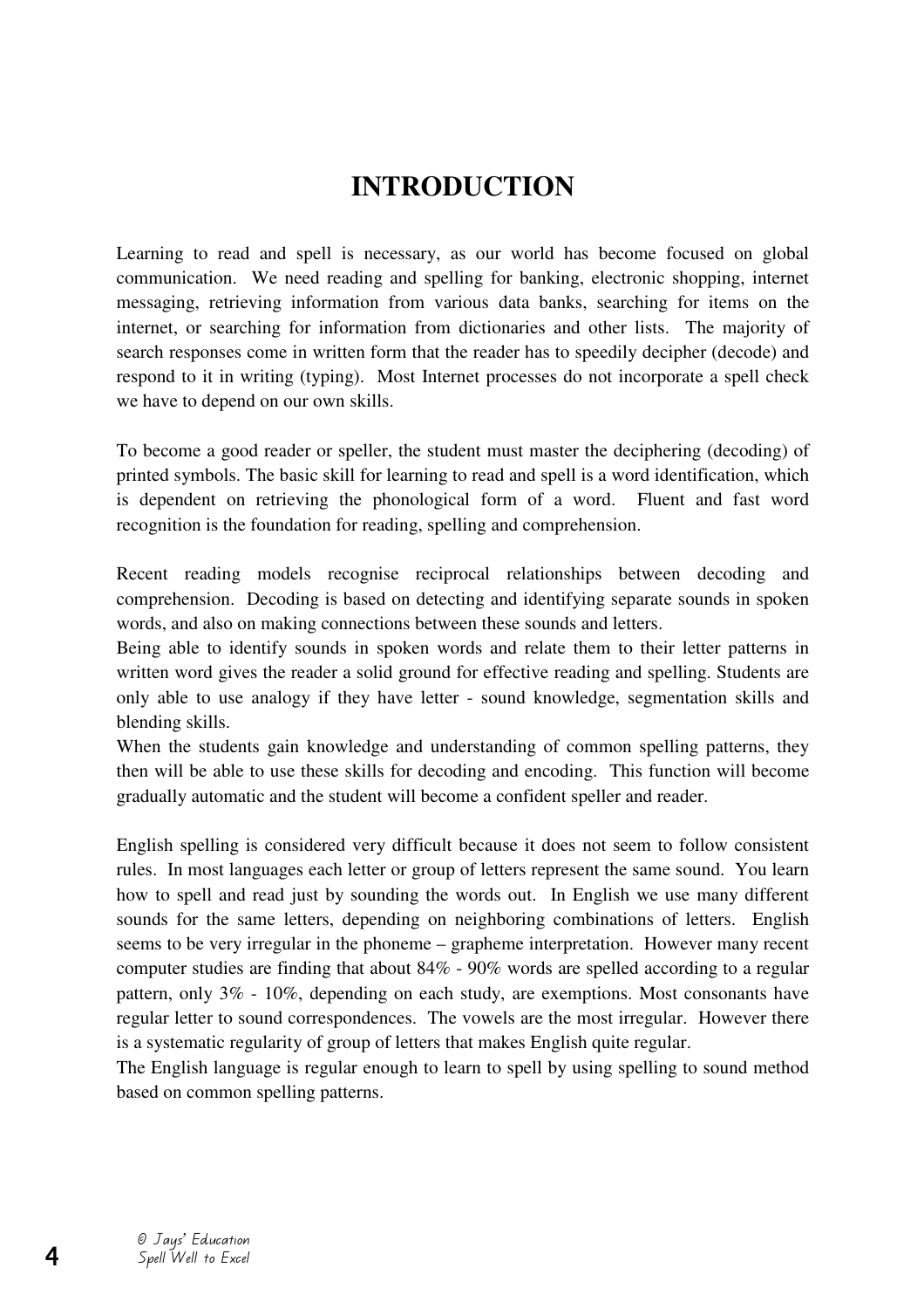# INTRODUCTION

Learning to read and spell is necessary, as our world has become focused on global communication. We need reading and spelling for banking, electronic shopping, internet messaging, retrieving information from various data banks, searching for items on the internet, or searching for information from dictionaries and other lists. The majority of search responses come in written form that the reader has to speedily decipher (decode) and respond to it in writing (typing). Most Internet processes do not incorporate a spell check we have to depend on our own skills.

To become a good reader or speller, the student must master the deciphering (decoding) of printed symbols. The basic skill for learning to read and spell is a word identification, which is dependent on retrieving the phonological form of a word. Fluent and fast word recognition is the foundation for reading, spelling and comprehension.

Recent reading models recognise reciprocal relationships between decoding and comprehension. Decoding is based on detecting and identifying separate sounds in spoken words, and also on making connections between these sounds and letters.

Being able to identify sounds in spoken words and relate them to their letter patterns in written word gives the reader a solid ground for effective reading and spelling. Students are only able to use analogy if they have letter - sound knowledge, segmentation skills and blending skills.

When the students gain knowledge and understanding of common spelling patterns, they then will be able to use these skills for decoding and encoding. This function will become gradually automatic and the student will become a confident speller and reader.

English spelling is considered very difficult because it does not seem to follow consistent rules. In most languages each letter or group of letters represent the same sound. You learn how to spell and read just by sounding the words out. In English we use many different sounds for the same letters, depending on neighboring combinations of letters. English seems to be very irregular in the phoneme – grapheme interpretation. However many recent computer studies are finding that about 84% - 90% words are spelled according to a regular pattern, only 3% - 10%, depending on each study, are exemptions. Most consonants have regular letter to sound correspondences. The vowels are the most irregular. However there is a systematic regularity of group of letters that makes English quite regular.

The English language is regular enough to learn to spell by using spelling to sound method based on common spelling patterns.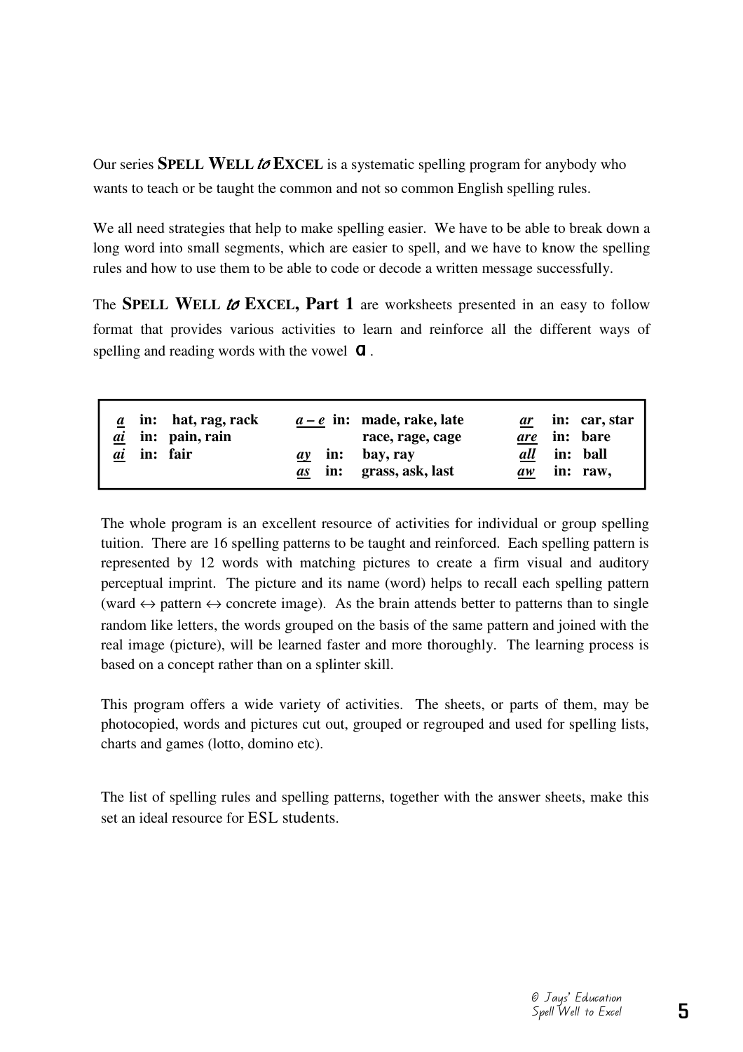Our series **SPELL WELL *to* EXCEL** is a systematic spelling program for anybody who wants to teach or be taught the common and not so common English spelling rules.

We all need strategies that help to make spelling easier. We have to be able to break down a long word into small segments, which are easier to spell, and we have to know the spelling rules and how to use them to be able to code or decode a written message successfully.

The **SPELL WELL *to* EXCEL, Part 1** are worksheets presented in an easy to follow format that provides various activities to learn and reinforce all the different ways of spelling and reading words with the vowel **a** .

| | | |
|---|---|---|
| ***a*** **in: hat, rag, rack** | ***a – e*** **in: made, rake, late** | ***ar*** **in: car, star** |
| ***ai*** **in: pain, rain** | **race, rage, cage** | ***are*** **in: bare** |
| ***ai*** **in: fair** | ***ay*** **in: bay, ray** | ***all*** **in: ball** |
| | ***as*** **in: grass, ask, last** | ***aw*** **in: raw,** |

The whole program is an excellent resource of activities for individual or group spelling tuition. There are 16 spelling patterns to be taught and reinforced. Each spelling pattern is represented by 12 words with matching pictures to create a firm visual and auditory perceptual imprint. The picture and its name (word) helps to recall each spelling pattern (ward ↔ pattern ↔ concrete image). As the brain attends better to patterns than to single random like letters, the words grouped on the basis of the same pattern and joined with the real image (picture), will be learned faster and more thoroughly. The learning process is based on a concept rather than on a splinter skill.

This program offers a wide variety of activities. The sheets, or parts of them, may be photocopied, words and pictures cut out, grouped or regrouped and used for spelling lists, charts and games (lotto, domino etc).

The list of spelling rules and spelling patterns, together with the answer sheets, make this set an ideal resource for ESL students.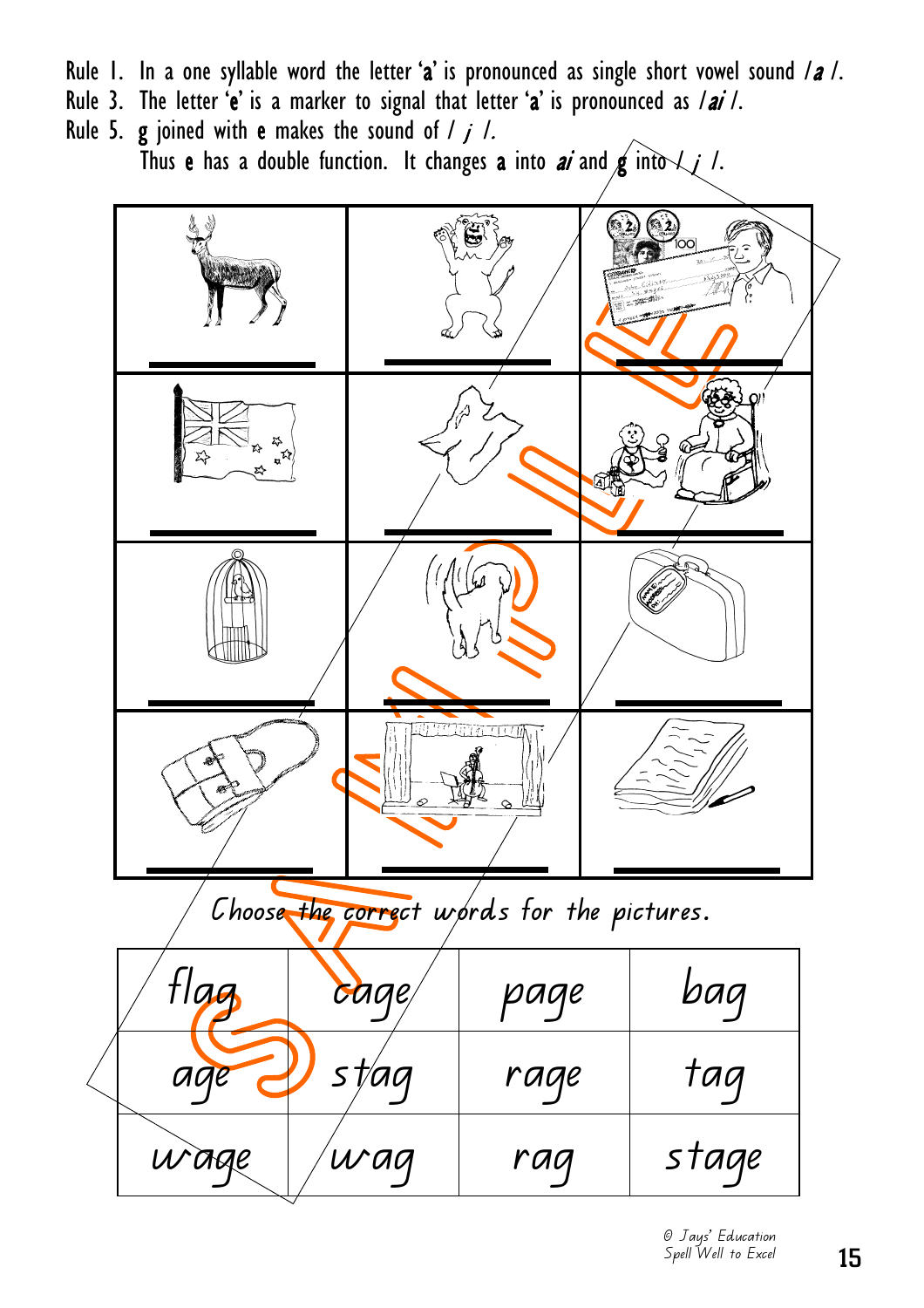Rule 1. In a one syllable word the letter '**a**' is pronounced as single short vowel sound /*a*/.
Rule 3. The letter '**e**' is a marker to signal that letter '**a**' is pronounced as /*ai*/.
Rule 5. **g** joined with **e** makes the sound of / *j* /.
Thus **e** has a double function. It changes **a** into *ai* and **g** into / *j* /.

| | | |
|---|---|---|
| ______ | ______ | ______ |
| ______ | ______ | ______ |
| ______ | ______ | ______ |
| ______ | ______ | ______ |

*Choose the correct words for the pictures.*

| | | | |
|---|---|---|---|
| flag | cage | page | bag |
| age | stag | rage | tag |
| wage | wag | rag | stage |

© Jays' Education
Spell Well to Excel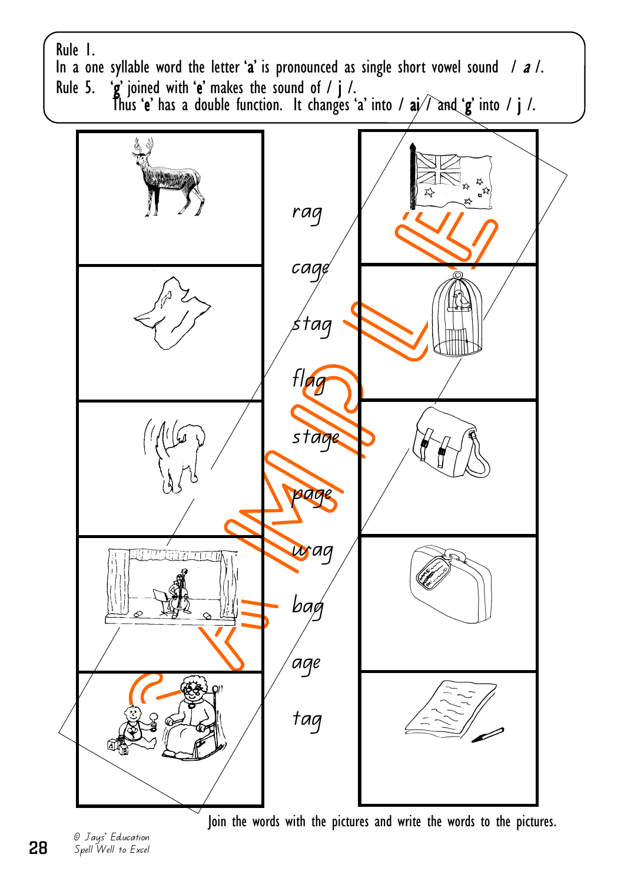Rule 1.
In a one syllable word the letter 'a' is pronounced as single short vowel sound / *a* /.
Rule 5. 'g' joined with 'e' makes the sound of / j /.
Thus 'e' has a double function. It changes 'a' into / **ai** / and 'g' into / **j** /.

rag

cage

stag

flag

stage

page

wag

bag

age

tag

Join the words with the pictures and write the words to the pictures.

© Jays' Education
Spell Well to Excel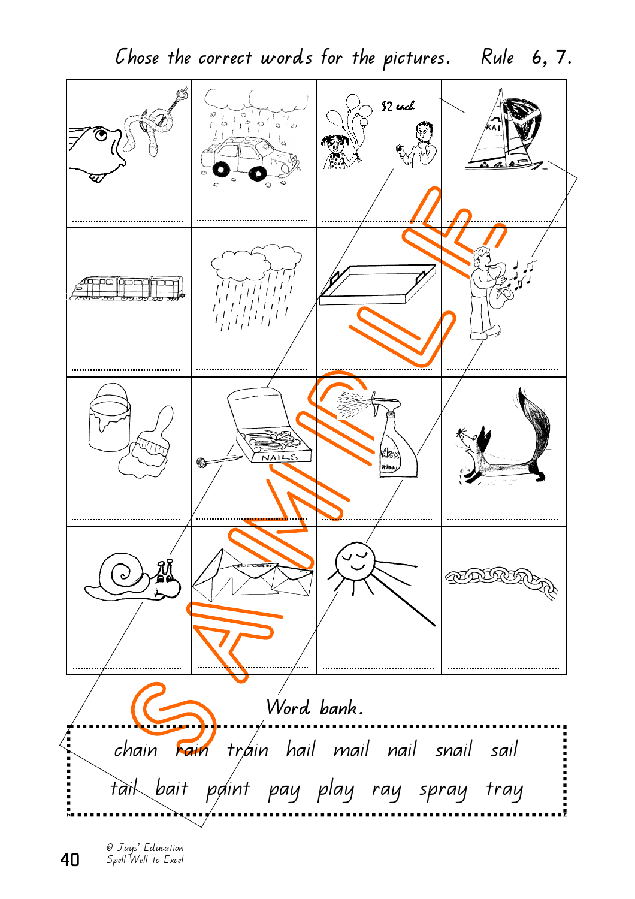Chose the correct words for the pictures. Rule 6, 7.

| | | | |
|---|---|---|---|
| .................... | .................... | $2 each .................... | KAI .................... |
| .................... | .................... | .................... | .................... |
| .................... | NAILS .................... | .................... | .................... |
| .................... | .................... | .................... | .................... |

Word bank.

chain rain train hail mail nail snail sail

tail bait paint pay play ray spray tray

© Jays' Education
Spell Well to Excel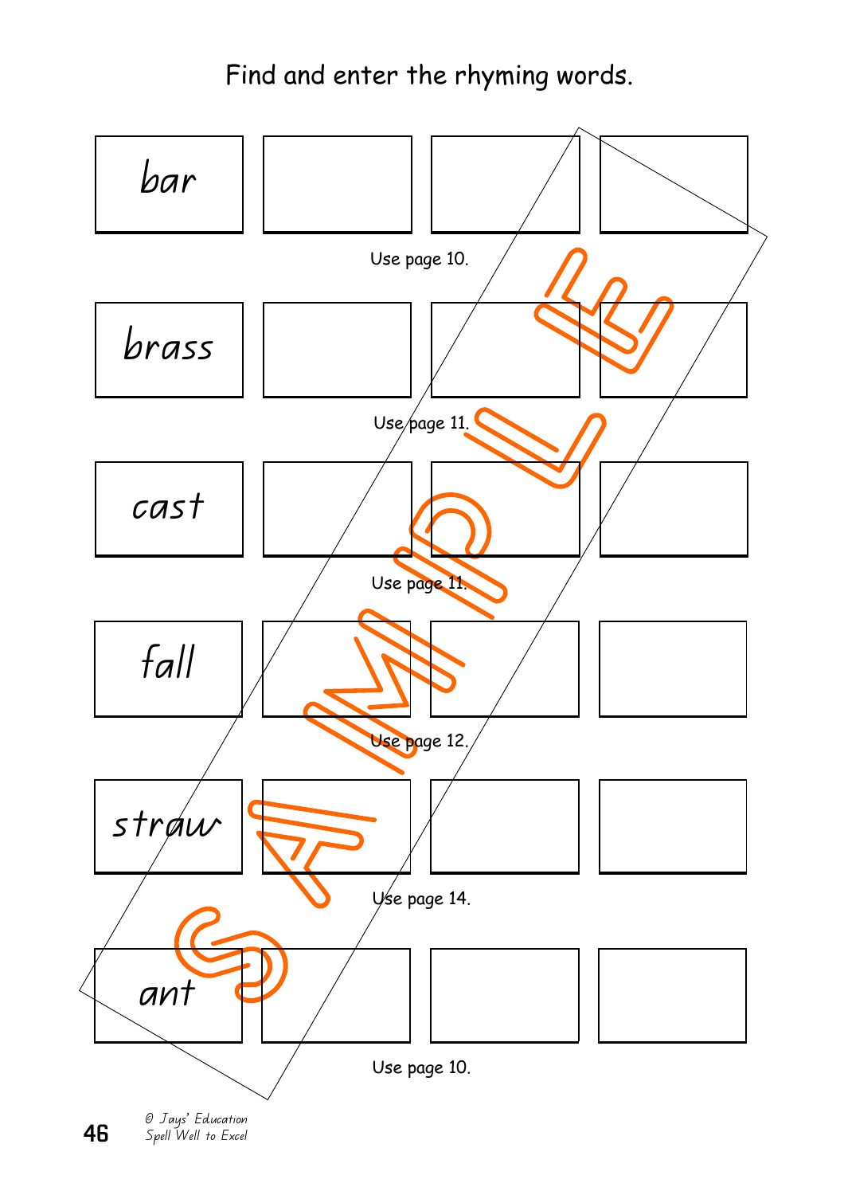Find and enter the rhyming words.

| bar | | | |
|---|---|---|---|

Use page 10.

| brass | | | |
|---|---|---|---|

Use page 11.

| cast | | | |
|---|---|---|---|

Use page 11.

| fall | | | |
|---|---|---|---|

Use page 12.

| straw | | | |
|---|---|---|---|

Use page 14.

| ant | | | |
|---|---|---|---|

Use page 10.

© Jays' Education
Spell Well to Excel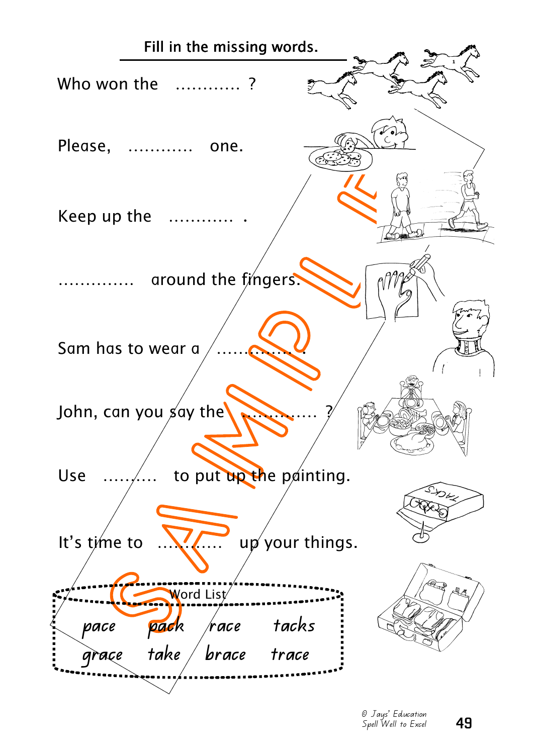## Fill in the missing words.

Who won the ........... ?

Please, ........... one.

Keep up the ........... .

............. around the fingers.

Sam has to wear a ........... .

John, can you say the ............ ?

Use .......... to put up the painting.

It's time to ........... up your things.

**Word List**

| | | | |
|---|---|---|---|
| pace | pack | race | tacks |
| grace | take | brace | trace |

© Jays' Education
Spell Well to Excel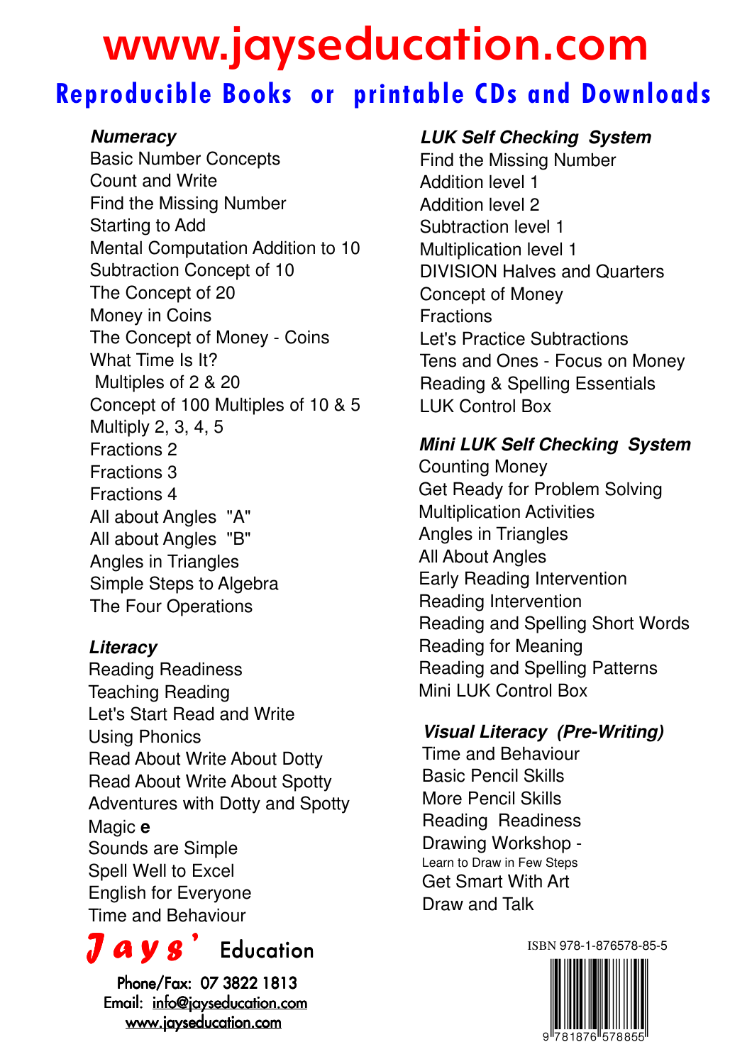# www.jayseducation.com

## Reproducible Books or printable CDs and Downloads

***Numeracy***

Basic Number Concepts
Count and Write
Find the Missing Number
Starting to Add
Mental Computation Addition to 10
Subtraction Concept of 10
The Concept of 20
Money in Coins
The Concept of Money - Coins
What Time Is It?
Multiples of 2 & 20
Concept of 100 Multiples of 10 & 5
Multiply 2, 3, 4, 5
Fractions 2
Fractions 3
Fractions 4
All about Angles "A"
All about Angles "B"
Angles in Triangles
Simple Steps to Algebra
The Four Operations

***Literacy***

Reading Readiness
Teaching Reading
Let's Start Read and Write
Using Phonics
Read About Write About Dotty
Read About Write About Spotty
Adventures with Dotty and Spotty
Magic **e**
Sounds are Simple
Spell Well to Excel
English for Everyone
Time and Behaviour

***LUK Self Checking System***

Find the Missing Number
Addition level 1
Addition level 2
Subtraction level 1
Multiplication level 1
DIVISION Halves and Quarters
Concept of Money
Fractions
Let's Practice Subtractions
Tens and Ones - Focus on Money
Reading & Spelling Essentials
LUK Control Box

***Mini LUK Self Checking System***

Counting Money
Get Ready for Problem Solving
Multiplication Activities
Angles in Triangles
All About Angles
Early Reading Intervention
Reading Intervention
Reading and Spelling Short Words
Reading for Meaning
Reading and Spelling Patterns
Mini LUK Control Box

***Visual Literacy (Pre-Writing)***

Time and Behaviour
Basic Pencil Skills
More Pencil Skills
Reading Readiness
Drawing Workshop -
Learn to Draw in Few Steps
Get Smart With Art
Draw and Talk

**Jays' Education**

Phone/Fax: 07 3822 1813
Email: info@jayseducation.com
www.jayseducation.com

ISBN 978-1-876578-85-5

9 781876 578855